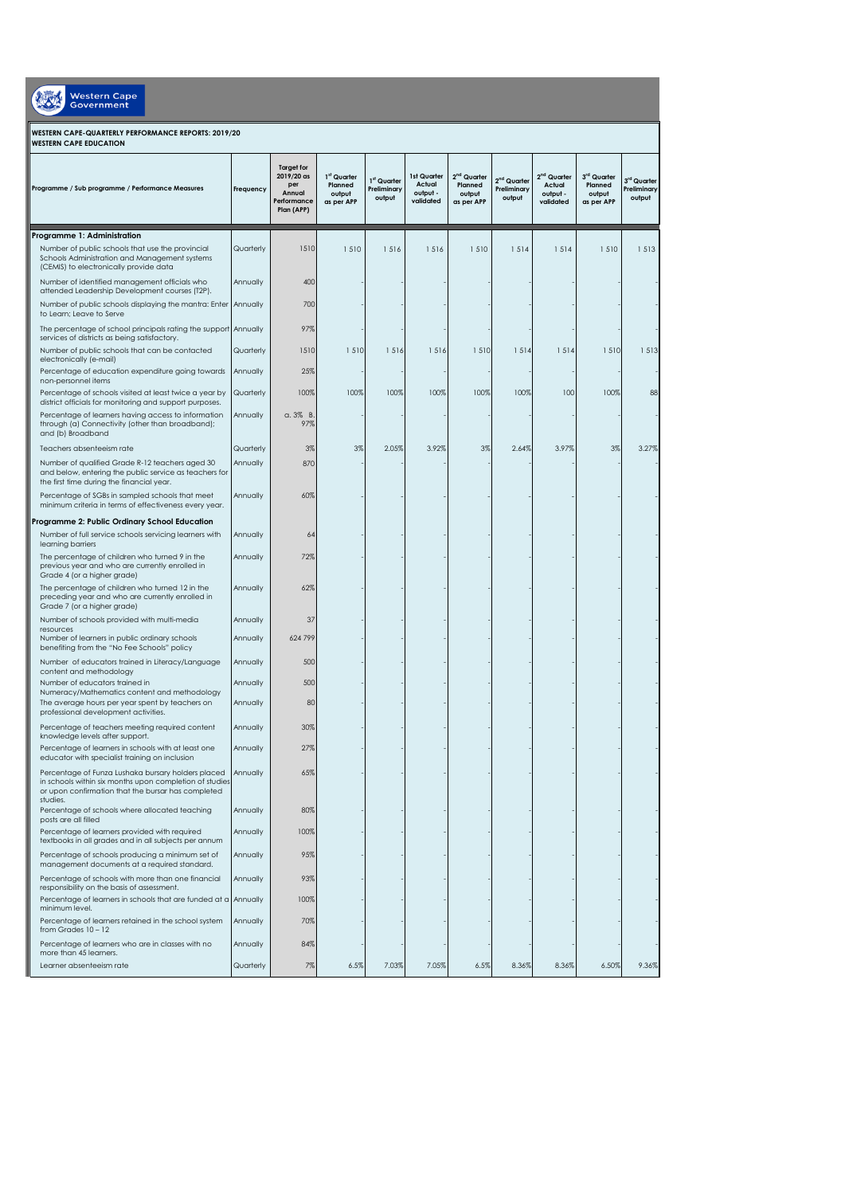Western Cape Government

**WESTERN CAPE-QUARTERLY PERFORMANCE REPORTS: 2019/20**
**WESTERN CAPE EDUCATION**

| Programme / Sub programme / Performance Measures | Frequency | Target for 2019/20 as per Annual Performance Plan (APP) | 1st Quarter Planned output as per APP | 1st Quarter Preliminary output | 1st Quarter Actual output - validated | 2nd Quarter Planned output as per APP | 2nd Quarter Preliminary output | 2nd Quarter Actual output - validated | 3rd Quarter Planned output as per APP | 3rd Quarter Preliminary output |
|---|---|---|---|---|---|---|---|---|---|---|
| **Programme 1: Administration** | | | | | | | | | | |
| Number of public schools that use the provincial Schools Administration and Management systems (CEMIS) to electronically provide data | Quarterly | 1510 | 1 510 | 1 516 | 1 516 | 1 510 | 1 514 | 1 514 | 1 510 | 1 513 |
| Number of identified management officials who attended Leadership Development courses (T2P). | Annually | 400 | - | - | - | - | - | - | - | - |
| Number of public schools displaying the mantra: Enter to Learn; Leave to Serve | Annually | 700 | - | - | - | - | - | - | - | - |
| The percentage of school principals rating the support services of districts as being satisfactory. | Annually | 97% | - | - | - | - | - | - | - | - |
| Number of public schools that can be contacted electronically (e-mail) | Quarterly | 1510 | 1 510 | 1 516 | 1 516 | 1 510 | 1 514 | 1 514 | 1 510 | 1 513 |
| Percentage of education expenditure going towards non-personnel items | Annually | 25% | - | - | - | - | - | - | - | - |
| Percentage of schools visited at least twice a year by district officials for monitoring and support purposes. | Quarterly | 100% | 100% | 100% | 100% | 100% | 100% | 100 | 100% | 88 |
| Percentage of learners having access to information through (a) Connectivity (other than broadband); and (b) Broadband | Annually | a. 3% B. 97% | - | - | - | - | - | - | - | - |
| Teachers absenteeism rate | Quarterly | 3% | 3% | 2.05% | 3.92% | 3% | 2.64% | 3.97% | 3% | 3.27% |
| Number of qualified Grade R-12 teachers aged 30 and below, entering the public service as teachers for the first time during the financial year. | Annually | 870 | - | - | - | - | - | - | - | - |
| Percentage of SGBs in sampled schools that meet minimum criteria in terms of effectiveness every year. | Annually | 60% | - | - | - | - | - | - | - | - |
| **Programme 2: Public Ordinary School Education** | | | | | | | | | | |
| Number of full service schools servicing learners with learning barriers | Annually | 64 | - | - | - | - | - | - | - | - |
| The percentage of children who turned 9 in the previous year and who are currently enrolled in Grade 4 (or a higher grade) | Annually | 72% | - | - | - | - | - | - | - | - |
| The percentage of children who turned 12 in the preceding year and who are currently enrolled in Grade 7 (or a higher grade) | Annually | 62% | - | - | - | - | - | - | - | - |
| Number of schools provided with multi-media resources | Annually | 37 | - | - | - | - | - | - | - | - |
| Number of learners in public ordinary schools benefiting from the "No Fee Schools" policy | Annually | 624 799 | - | - | - | - | - | - | - | - |
| Number of educators trained in Literacy/Language content and methodology | Annually | 500 | - | - | - | - | - | - | - | - |
| Number of educators trained in Numeracy/Mathematics content and methodology | Annually | 500 | - | - | - | - | - | - | - | - |
| The average hours per year spent by teachers on professional development activities. | Annually | 80 | - | - | - | - | - | - | - | - |
| Percentage of teachers meeting required content knowledge levels after support. | Annually | 30% | - | - | - | - | - | - | - | - |
| Percentage of learners in schools with at least one educator with specialist training on inclusion | Annually | 27% | - | - | - | - | - | - | - | - |
| Percentage of Funza Lushaka bursary holders placed in schools within six months upon completion of studies or upon confirmation that the bursar has completed studies. | Annually | 65% | - | - | - | - | - | - | - | - |
| Percentage of schools where allocated teaching posts are all filled | Annually | 80% | - | - | - | - | - | - | - | - |
| Percentage of learners provided with required textbooks in all grades and in all subjects per annum | Annually | 100% | - | - | - | - | - | - | - | - |
| Percentage of schools producing a minimum set of management documents at a required standard. | Annually | 95% | - | - | - | - | - | - | - | - |
| Percentage of schools with more than one financial responsibility on the basis of assessment. | Annually | 93% | - | - | - | - | - | - | - | - |
| Percentage of learners in schools that are funded at a minimum level. | Annually | 100% | - | - | - | - | - | - | - | - |
| Percentage of learners retained in the school system from Grades 10 – 12 | Annually | 70% | - | - | - | - | - | - | - | - |
| Percentage of learners who are in classes with no more than 45 learners. | Annually | 84% | - | - | - | - | - | - | - | - |
| Learner absenteeism rate | Quarterly | 7% | 6.5% | 7.03% | 7.05% | 6.5% | 8.36% | 8.36% | 6.50% | 9.36% |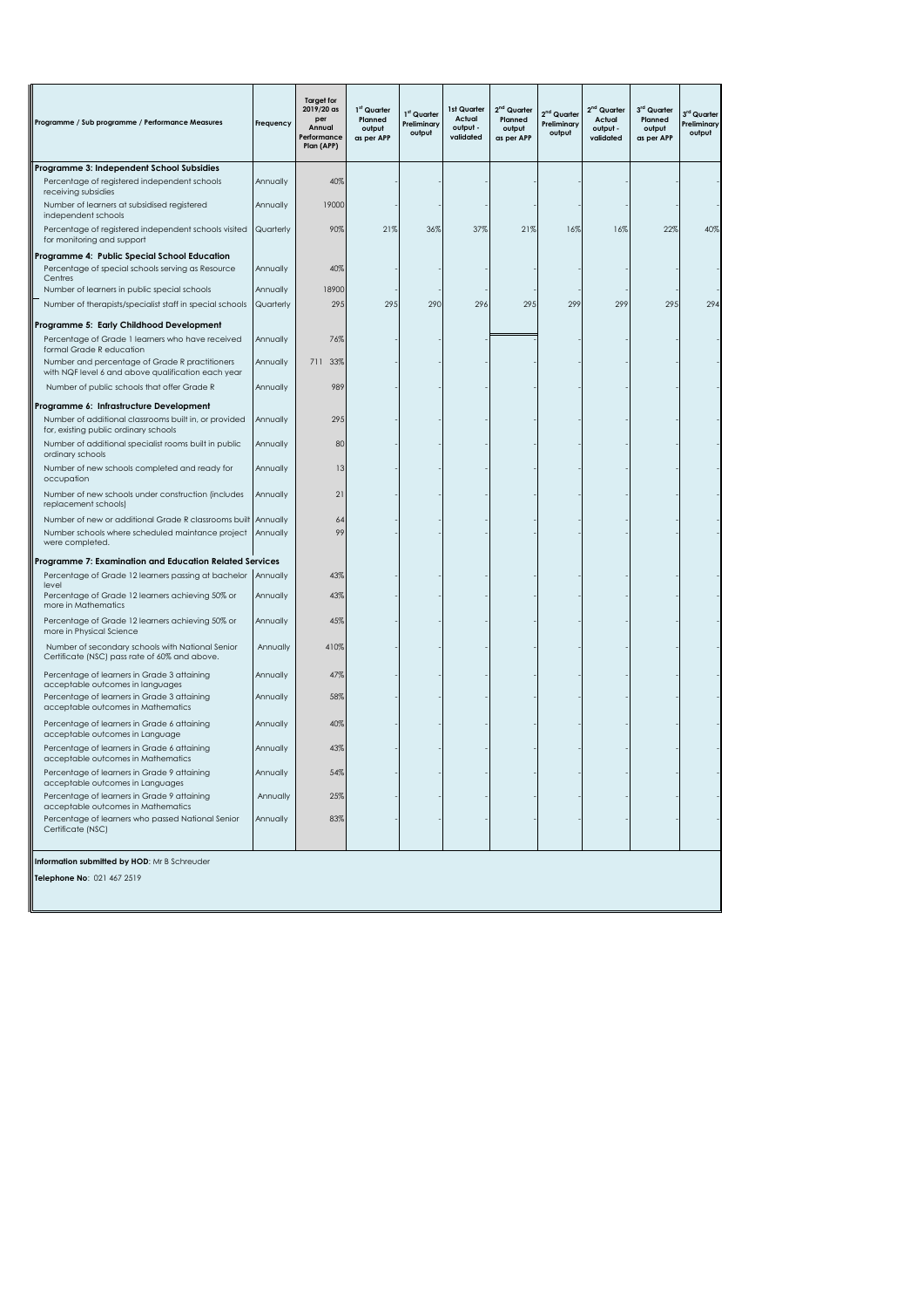| Programme / Sub programme / Performance Measures | Frequency | Target for 2019/20 as per Annual Performance Plan (APP) | 1st Quarter Planned output as per APP | 1st Quarter Preliminary output | 1st Quarter Actual output - validated | 2nd Quarter Planned output as per APP | 2nd Quarter Preliminary output | 2nd Quarter Actual output - validated | 3rd Quarter Planned output as per APP | 3rd Quarter Preliminary output |
|---|---|---|---|---|---|---|---|---|---|---|
| **Programme 3: Independent School Subsidies** | | | | | | | | | | |
| Percentage of registered independent schools receiving subsidies | Annually | 40% | - | - | - | - | - | - | - | - |
| Number of learners at subsidised registered independent schools | Annually | 19000 | - | - | - | - | - | - | - | - |
| Percentage of registered independent schools visited for monitoring and support | Quarterly | 90% | 21% | 36% | 37% | 21% | 16% | 16% | 22% | 40% |
| **Programme 4: Public Special School Education** | | | | | | | | | | |
| Percentage of special schools serving as Resource Centres | Annually | 40% | - | - | - | - | - | - | - | - |
| Number of learners in public special schools | Annually | 18900 | - | - | - | - | - | - | - | - |
| Number of therapists/specialist staff in special schools | Quarterly | 295 | 295 | 290 | 296 | 295 | 299 | 299 | 295 | 294 |
| **Programme 5: Early Childhood Development** | | | | | | | | | | |
| Percentage of Grade 1 learners who have received formal Grade R education | Annually | 76% | - | - | - | | - | - | - | - |
| Number and percentage of Grade R practitioners with NQF level 6 and above qualification each year | Annually | 711 33% | - | - | - | - | - | - | - | - |
| Number of public schools that offer Grade R | Annually | 989 | - | - | - | - | - | - | - | - |
| **Programme 6: Infrastructure Development** | | | | | | | | | | |
| Number of additional classrooms built in, or provided for, existing public ordinary schools | Annually | 295 | - | - | - | - | - | - | - | - |
| Number of additional specialist rooms built in public ordinary schools | Annually | 80 | - | - | - | - | - | - | - | - |
| Number of new schools completed and ready for occupation | Annually | 13 | - | - | - | - | - | - | - | - |
| Number of new schools under construction (includes replacement schools) | Annually | 21 | - | - | - | - | - | - | - | - |
| Number of new or additional Grade R classrooms built | Annually | 64 | - | - | - | - | - | - | - | - |
| Number schools where scheduled maintance project were completed. | Annually | 99 | - | - | - | - | - | - | - | - |
| **Programme 7: Examination and Education Related Services** | | | | | | | | | | |
| Percentage of Grade 12 learners passing at bachelor level | Annually | 43% | - | - | - | - | - | - | - | - |
| Percentage of Grade 12 learners achieving 50% or more in Mathematics | Annually | 43% | - | - | - | - | - | - | - | - |
| Percentage of Grade 12 learners achieving 50% or more in Physical Science | Annually | 45% | - | - | - | - | - | - | - | - |
| Number of secondary schools with National Senior Certificate (NSC) pass rate of 60% and above. | Annually | 410% | - | - | - | - | - | - | - | - |
| Percentage of learners in Grade 3 attaining acceptable outcomes in languages | Annually | 47% | - | - | - | - | - | - | - | - |
| Percentage of learners in Grade 3 attaining acceptable outcomes in Mathematics | Annually | 58% | - | - | - | - | - | - | - | - |
| Percentage of learners in Grade 6 attaining acceptable outcomes in Language | Annually | 40% | - | - | - | - | - | - | - | - |
| Percentage of learners in Grade 6 attaining acceptable outcomes in Mathematics | Annually | 43% | - | - | - | - | - | - | - | - |
| Percentage of learners in Grade 9 attaining acceptable outcomes in Languages | Annually | 54% | - | - | - | - | - | - | - | - |
| Percentage of learners in Grade 9 attaining acceptable outcomes in Mathematics | Annually | 25% | - | - | - | - | - | - | - | - |
| Percentage of learners who passed National Senior Certificate (NSC) | Annually | 83% | - | - | - | - | - | - | - | - |

**Information submitted by HOD**: Mr B Schreuder

**Telephone No**: 021 467 2519